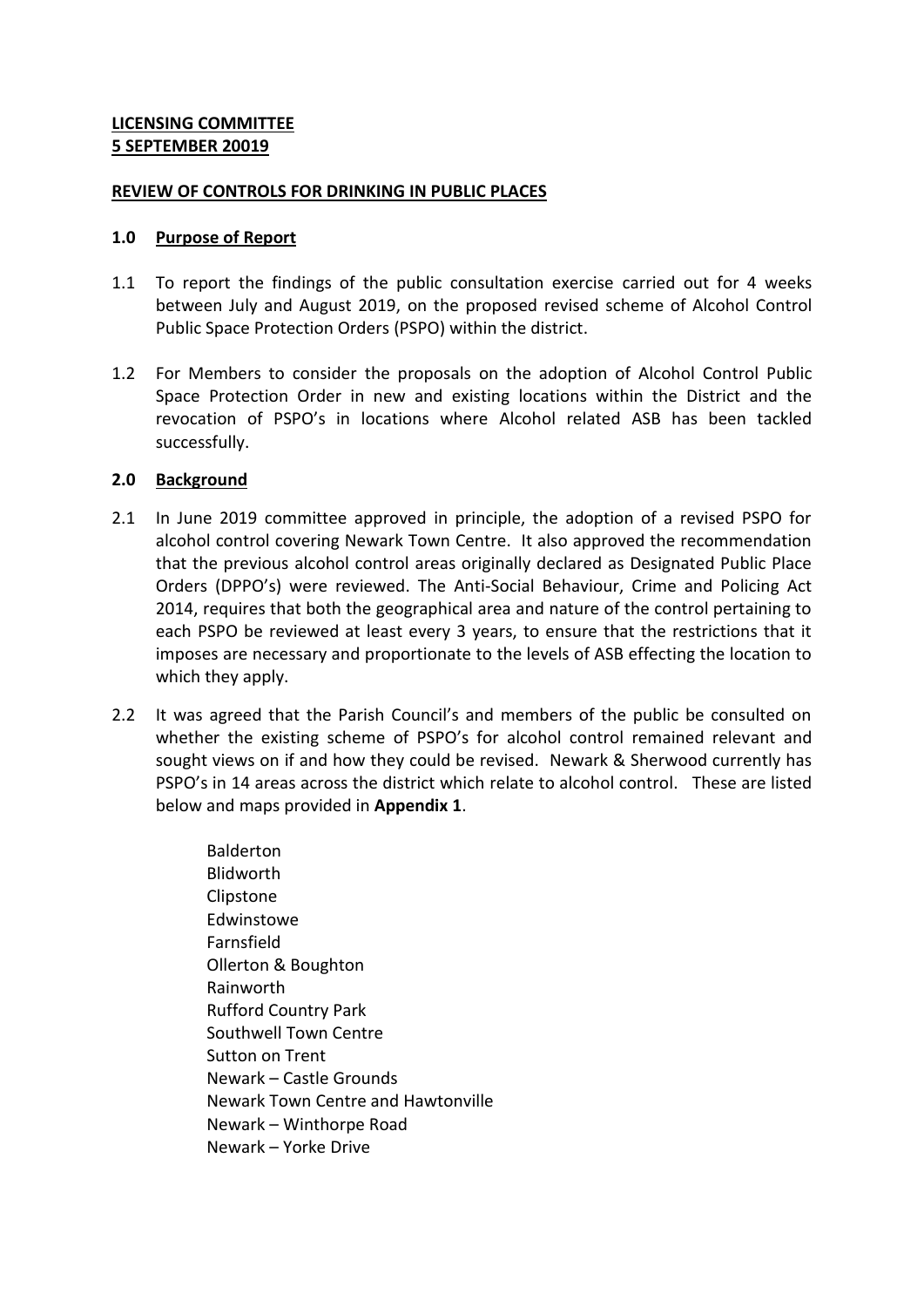**LICENSING COMMITTEE**
**5 SEPTEMBER 20019**

**REVIEW OF CONTROLS FOR DRINKING IN PUBLIC PLACES**

## 1.0 Purpose of Report

1.1 To report the findings of the public consultation exercise carried out for 4 weeks between July and August 2019, on the proposed revised scheme of Alcohol Control Public Space Protection Orders (PSPO) within the district.

1.2 For Members to consider the proposals on the adoption of Alcohol Control Public Space Protection Order in new and existing locations within the District and the revocation of PSPO's in locations where Alcohol related ASB has been tackled successfully.

## 2.0 Background

2.1 In June 2019 committee approved in principle, the adoption of a revised PSPO for alcohol control covering Newark Town Centre. It also approved the recommendation that the previous alcohol control areas originally declared as Designated Public Place Orders (DPPO's) were reviewed. The Anti-Social Behaviour, Crime and Policing Act 2014, requires that both the geographical area and nature of the control pertaining to each PSPO be reviewed at least every 3 years, to ensure that the restrictions that it imposes are necessary and proportionate to the levels of ASB effecting the location to which they apply.

2.2 It was agreed that the Parish Council's and members of the public be consulted on whether the existing scheme of PSPO's for alcohol control remained relevant and sought views on if and how they could be revised. Newark & Sherwood currently has PSPO's in 14 areas across the district which relate to alcohol control. These are listed below and maps provided in **Appendix 1**.

Balderton
Blidworth
Clipstone
Edwinstowe
Farnsfield
Ollerton & Boughton
Rainworth
Rufford Country Park
Southwell Town Centre
Sutton on Trent
Newark – Castle Grounds
Newark Town Centre and Hawtonville
Newark – Winthorpe Road
Newark – Yorke Drive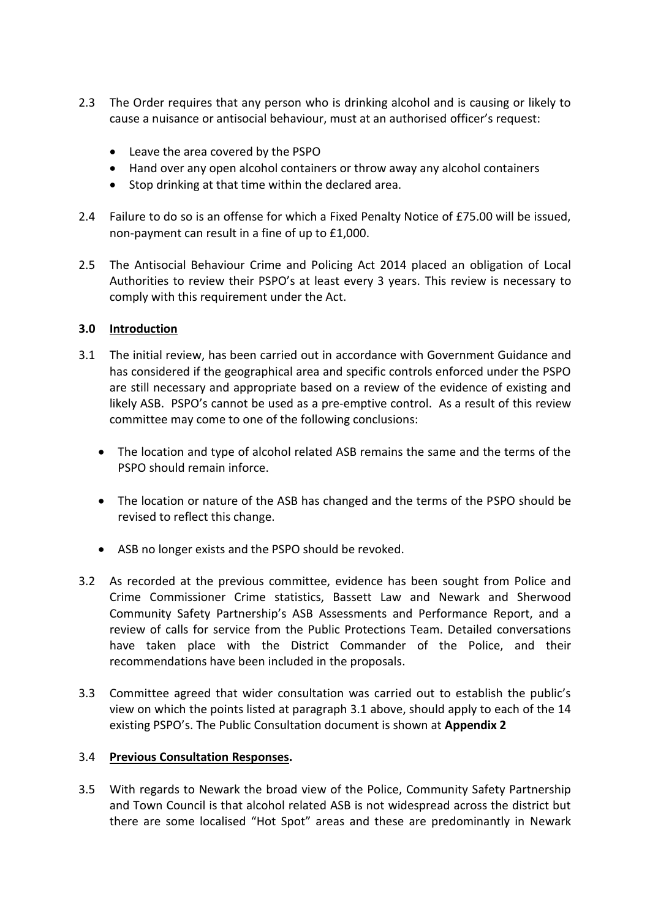2.3 The Order requires that any person who is drinking alcohol and is causing or likely to cause a nuisance or antisocial behaviour, must at an authorised officer's request:

- Leave the area covered by the PSPO
- Hand over any open alcohol containers or throw away any alcohol containers
- Stop drinking at that time within the declared area.

2.4 Failure to do so is an offense for which a Fixed Penalty Notice of £75.00 will be issued, non-payment can result in a fine of up to £1,000.

2.5 The Antisocial Behaviour Crime and Policing Act 2014 placed an obligation of Local Authorities to review their PSPO's at least every 3 years. This review is necessary to comply with this requirement under the Act.

**3.0 <u>Introduction</u>**

3.1 The initial review, has been carried out in accordance with Government Guidance and has considered if the geographical area and specific controls enforced under the PSPO are still necessary and appropriate based on a review of the evidence of existing and likely ASB. PSPO's cannot be used as a pre-emptive control. As a result of this review committee may come to one of the following conclusions:

- The location and type of alcohol related ASB remains the same and the terms of the PSPO should remain inforce.
- The location or nature of the ASB has changed and the terms of the PSPO should be revised to reflect this change.
- ASB no longer exists and the PSPO should be revoked.

3.2 As recorded at the previous committee, evidence has been sought from Police and Crime Commissioner Crime statistics, Bassett Law and Newark and Sherwood Community Safety Partnership's ASB Assessments and Performance Report, and a review of calls for service from the Public Protections Team. Detailed conversations have taken place with the District Commander of the Police, and their recommendations have been included in the proposals.

3.3 Committee agreed that wider consultation was carried out to establish the public's view on which the points listed at paragraph 3.1 above, should apply to each of the 14 existing PSPO's. The Public Consultation document is shown at **Appendix 2**

3.4 **<u>Previous Consultation Responses</u>.**

3.5 With regards to Newark the broad view of the Police, Community Safety Partnership and Town Council is that alcohol related ASB is not widespread across the district but there are some localised "Hot Spot" areas and these are predominantly in Newark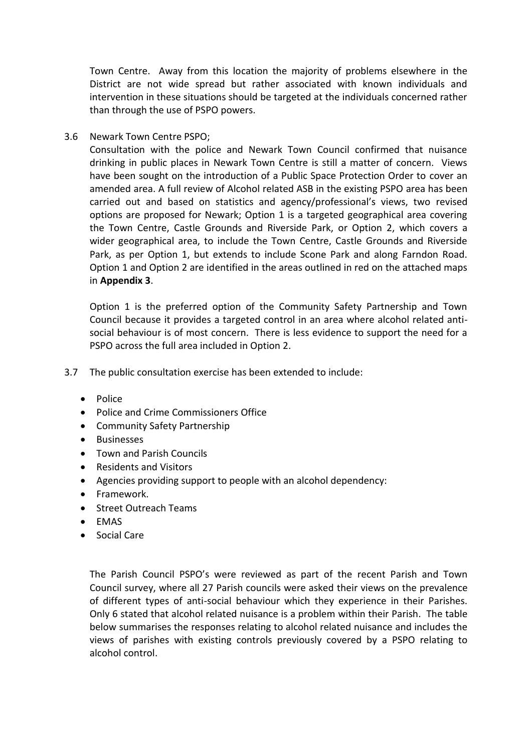Town Centre. Away from this location the majority of problems elsewhere in the District are not wide spread but rather associated with known individuals and intervention in these situations should be targeted at the individuals concerned rather than through the use of PSPO powers.

3.6 Newark Town Centre PSPO;

Consultation with the police and Newark Town Council confirmed that nuisance drinking in public places in Newark Town Centre is still a matter of concern. Views have been sought on the introduction of a Public Space Protection Order to cover an amended area. A full review of Alcohol related ASB in the existing PSPO area has been carried out and based on statistics and agency/professional's views, two revised options are proposed for Newark; Option 1 is a targeted geographical area covering the Town Centre, Castle Grounds and Riverside Park, or Option 2, which covers a wider geographical area, to include the Town Centre, Castle Grounds and Riverside Park, as per Option 1, but extends to include Scone Park and along Farndon Road. Option 1 and Option 2 are identified in the areas outlined in red on the attached maps in **Appendix 3**.

Option 1 is the preferred option of the Community Safety Partnership and Town Council because it provides a targeted control in an area where alcohol related anti-social behaviour is of most concern. There is less evidence to support the need for a PSPO across the full area included in Option 2.

3.7 The public consultation exercise has been extended to include:

- Police
- Police and Crime Commissioners Office
- Community Safety Partnership
- Businesses
- Town and Parish Councils
- Residents and Visitors
- Agencies providing support to people with an alcohol dependency:
- Framework.
- Street Outreach Teams
- EMAS
- Social Care

The Parish Council PSPO's were reviewed as part of the recent Parish and Town Council survey, where all 27 Parish councils were asked their views on the prevalence of different types of anti-social behaviour which they experience in their Parishes. Only 6 stated that alcohol related nuisance is a problem within their Parish. The table below summarises the responses relating to alcohol related nuisance and includes the views of parishes with existing controls previously covered by a PSPO relating to alcohol control.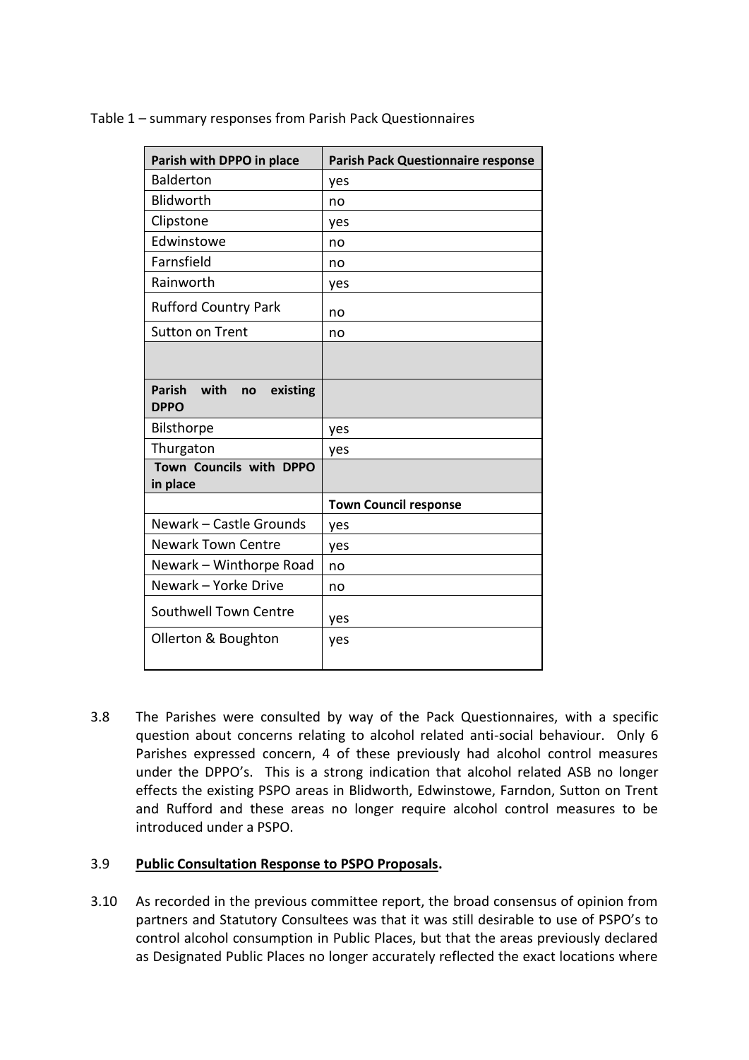Table 1 – summary responses from Parish Pack Questionnaires

| **Parish with DPPO in place** | **Parish Pack Questionnaire response** |
|---|---|
| Balderton | yes |
| Blidworth | no |
| Clipstone | yes |
| Edwinstowe | no |
| Farnsfield | no |
| Rainworth | yes |
| Rufford Country Park | no |
| Sutton on Trent | no |
| | |
| **Parish with no existing DPPO** | |
| Bilsthorpe | yes |
| Thurgaton | yes |
| **Town Councils with DPPO in place** | |
| | **Town Council response** |
| Newark – Castle Grounds | yes |
| Newark Town Centre | yes |
| Newark – Winthorpe Road | no |
| Newark – Yorke Drive | no |
| Southwell Town Centre | yes |
| Ollerton & Boughton | yes |

3.8 The Parishes were consulted by way of the Pack Questionnaires, with a specific question about concerns relating to alcohol related anti-social behaviour. Only 6 Parishes expressed concern, 4 of these previously had alcohol control measures under the DPPO's. This is a strong indication that alcohol related ASB no longer effects the existing PSPO areas in Blidworth, Edwinstowe, Farndon, Sutton on Trent and Rufford and these areas no longer require alcohol control measures to be introduced under a PSPO.

3.9 **<u>Public Consultation Response to PSPO Proposals</u>.**

3.10 As recorded in the previous committee report, the broad consensus of opinion from partners and Statutory Consultees was that it was still desirable to use of PSPO's to control alcohol consumption in Public Places, but that the areas previously declared as Designated Public Places no longer accurately reflected the exact locations where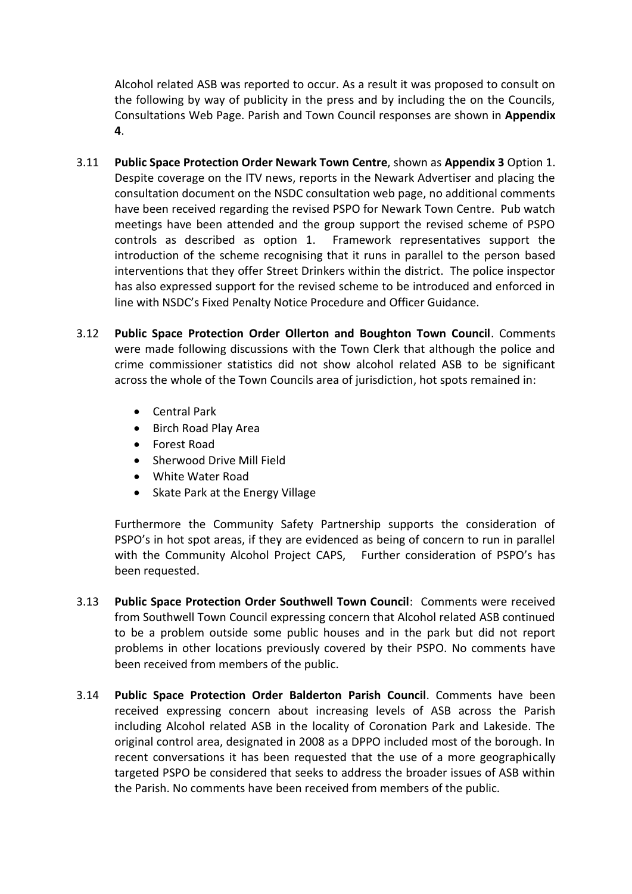Alcohol related ASB was reported to occur. As a result it was proposed to consult on the following by way of publicity in the press and by including the on the Councils, Consultations Web Page. Parish and Town Council responses are shown in **Appendix 4**.

3.11 **Public Space Protection Order Newark Town Centre**, shown as **Appendix 3** Option 1. Despite coverage on the ITV news, reports in the Newark Advertiser and placing the consultation document on the NSDC consultation web page, no additional comments have been received regarding the revised PSPO for Newark Town Centre. Pub watch meetings have been attended and the group support the revised scheme of PSPO controls as described as option 1. Framework representatives support the introduction of the scheme recognising that it runs in parallel to the person based interventions that they offer Street Drinkers within the district. The police inspector has also expressed support for the revised scheme to be introduced and enforced in line with NSDC's Fixed Penalty Notice Procedure and Officer Guidance.

3.12 **Public Space Protection Order Ollerton and Boughton Town Council**. Comments were made following discussions with the Town Clerk that although the police and crime commissioner statistics did not show alcohol related ASB to be significant across the whole of the Town Councils area of jurisdiction, hot spots remained in:

- Central Park
- Birch Road Play Area
- Forest Road
- Sherwood Drive Mill Field
- White Water Road
- Skate Park at the Energy Village

Furthermore the Community Safety Partnership supports the consideration of PSPO's in hot spot areas, if they are evidenced as being of concern to run in parallel with the Community Alcohol Project CAPS, Further consideration of PSPO's has been requested.

3.13 **Public Space Protection Order Southwell Town Council**: Comments were received from Southwell Town Council expressing concern that Alcohol related ASB continued to be a problem outside some public houses and in the park but did not report problems in other locations previously covered by their PSPO. No comments have been received from members of the public.

3.14 **Public Space Protection Order Balderton Parish Council**. Comments have been received expressing concern about increasing levels of ASB across the Parish including Alcohol related ASB in the locality of Coronation Park and Lakeside. The original control area, designated in 2008 as a DPPO included most of the borough. In recent conversations it has been requested that the use of a more geographically targeted PSPO be considered that seeks to address the broader issues of ASB within the Parish. No comments have been received from members of the public.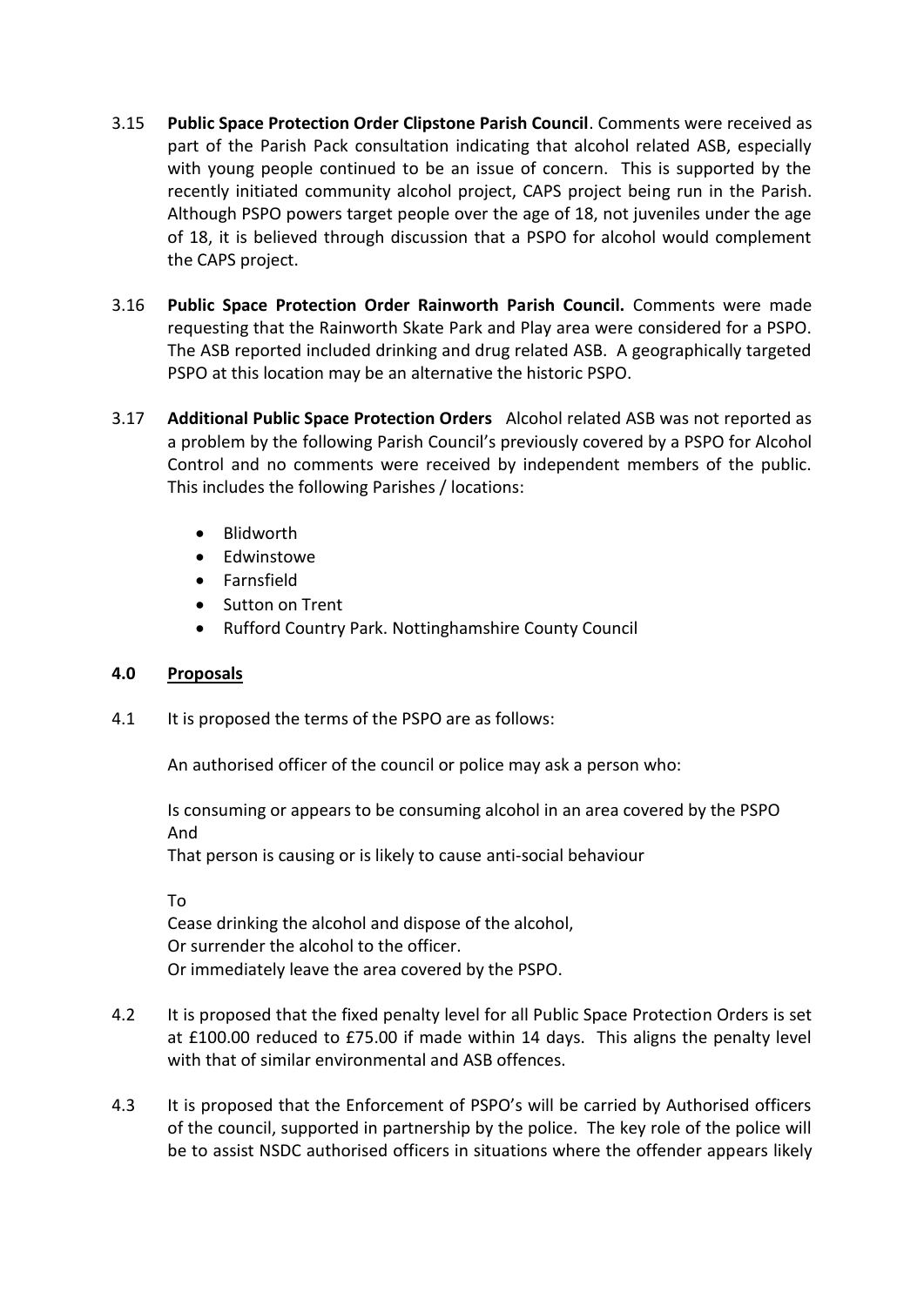3.15 **Public Space Protection Order Clipstone Parish Council**. Comments were received as part of the Parish Pack consultation indicating that alcohol related ASB, especially with young people continued to be an issue of concern. This is supported by the recently initiated community alcohol project, CAPS project being run in the Parish. Although PSPO powers target people over the age of 18, not juveniles under the age of 18, it is believed through discussion that a PSPO for alcohol would complement the CAPS project.

3.16 **Public Space Protection Order Rainworth Parish Council.** Comments were made requesting that the Rainworth Skate Park and Play area were considered for a PSPO. The ASB reported included drinking and drug related ASB. A geographically targeted PSPO at this location may be an alternative the historic PSPO.

3.17 **Additional Public Space Protection Orders** Alcohol related ASB was not reported as a problem by the following Parish Council's previously covered by a PSPO for Alcohol Control and no comments were received by independent members of the public. This includes the following Parishes / locations:

- Blidworth
- Edwinstowe
- Farnsfield
- Sutton on Trent
- Rufford Country Park. Nottinghamshire County Council

## 4.0 Proposals

4.1 It is proposed the terms of the PSPO are as follows:

An authorised officer of the council or police may ask a person who:

Is consuming or appears to be consuming alcohol in an area covered by the PSPO
And
That person is causing or is likely to cause anti-social behaviour

To
Cease drinking the alcohol and dispose of the alcohol,
Or surrender the alcohol to the officer.
Or immediately leave the area covered by the PSPO.

4.2 It is proposed that the fixed penalty level for all Public Space Protection Orders is set at £100.00 reduced to £75.00 if made within 14 days. This aligns the penalty level with that of similar environmental and ASB offences.

4.3 It is proposed that the Enforcement of PSPO's will be carried by Authorised officers of the council, supported in partnership by the police. The key role of the police will be to assist NSDC authorised officers in situations where the offender appears likely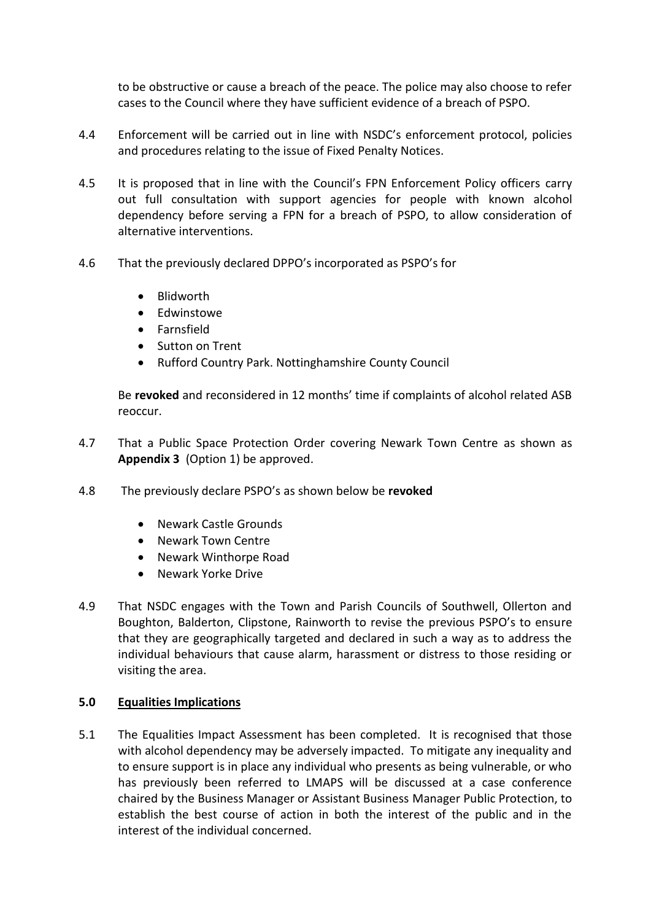to be obstructive or cause a breach of the peace. The police may also choose to refer cases to the Council where they have sufficient evidence of a breach of PSPO.

4.4 Enforcement will be carried out in line with NSDC's enforcement protocol, policies and procedures relating to the issue of Fixed Penalty Notices.

4.5 It is proposed that in line with the Council's FPN Enforcement Policy officers carry out full consultation with support agencies for people with known alcohol dependency before serving a FPN for a breach of PSPO, to allow consideration of alternative interventions.

4.6 That the previously declared DPPO's incorporated as PSPO's for

- Blidworth
- Edwinstowe
- Farnsfield
- Sutton on Trent
- Rufford Country Park. Nottinghamshire County Council

Be **revoked** and reconsidered in 12 months' time if complaints of alcohol related ASB reoccur.

4.7 That a Public Space Protection Order covering Newark Town Centre as shown as **Appendix 3** (Option 1) be approved.

4.8 The previously declare PSPO's as shown below be **revoked**

- Newark Castle Grounds
- Newark Town Centre
- Newark Winthorpe Road
- Newark Yorke Drive

4.9 That NSDC engages with the Town and Parish Councils of Southwell, Ollerton and Boughton, Balderton, Clipstone, Rainworth to revise the previous PSPO's to ensure that they are geographically targeted and declared in such a way as to address the individual behaviours that cause alarm, harassment or distress to those residing or visiting the area.

## 5.0 Equalities Implications

5.1 The Equalities Impact Assessment has been completed. It is recognised that those with alcohol dependency may be adversely impacted. To mitigate any inequality and to ensure support is in place any individual who presents as being vulnerable, or who has previously been referred to LMAPS will be discussed at a case conference chaired by the Business Manager or Assistant Business Manager Public Protection, to establish the best course of action in both the interest of the public and in the interest of the individual concerned.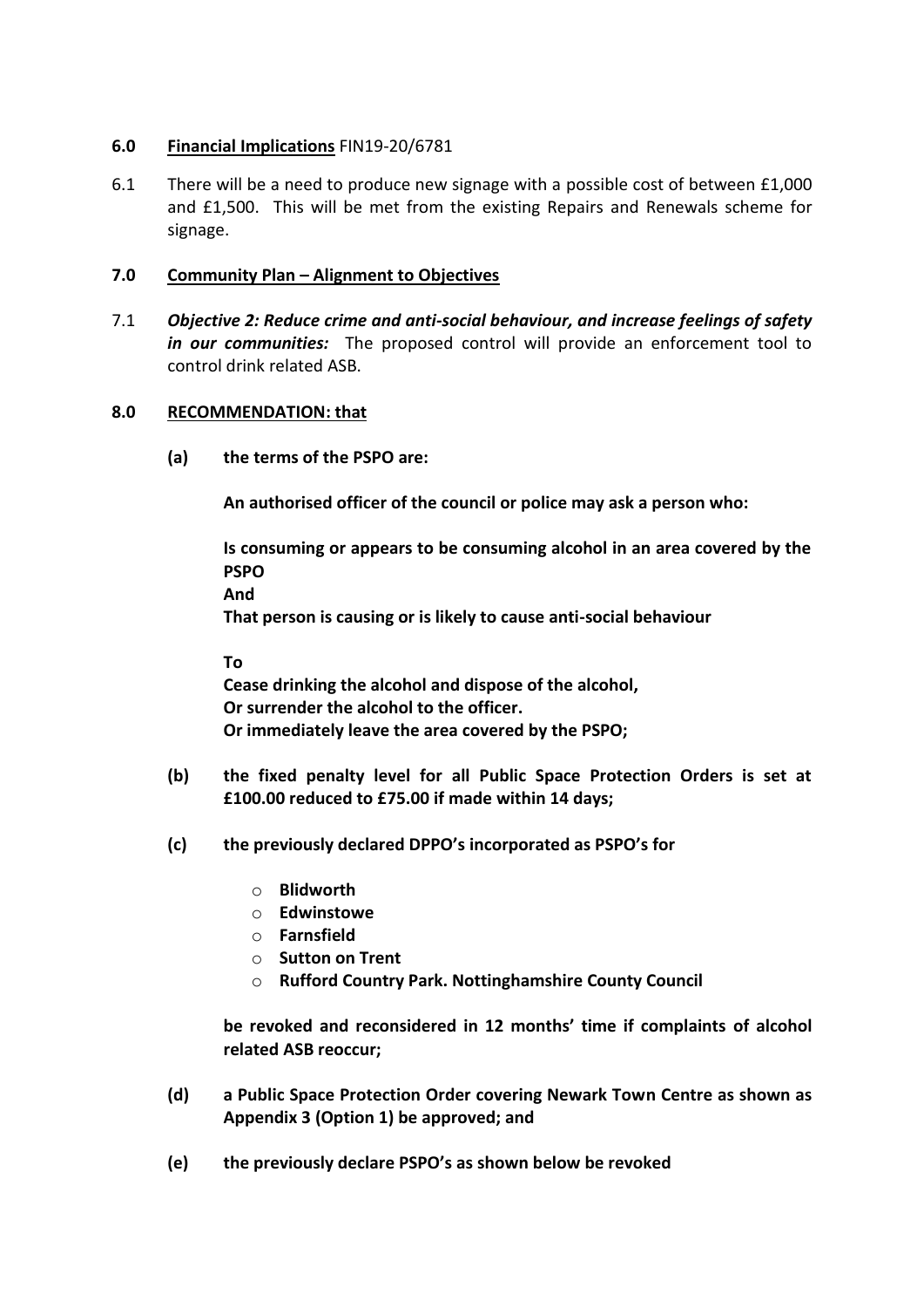## 6.0 Financial Implications FIN19-20/6781

6.1 There will be a need to produce new signage with a possible cost of between £1,000 and £1,500. This will be met from the existing Repairs and Renewals scheme for signage.

## 7.0 Community Plan – Alignment to Objectives

7.1 ***Objective 2: Reduce crime and anti-social behaviour, and increase feelings of safety in our communities:*** The proposed control will provide an enforcement tool to control drink related ASB.

## 8.0 RECOMMENDATION: that

**(a) the terms of the PSPO are:**

**An authorised officer of the council or police may ask a person who:**

**Is consuming or appears to be consuming alcohol in an area covered by the PSPO**
**And**
**That person is causing or is likely to cause anti-social behaviour**

**To**
**Cease drinking the alcohol and dispose of the alcohol,**
**Or surrender the alcohol to the officer.**
**Or immediately leave the area covered by the PSPO;**

**(b) the fixed penalty level for all Public Space Protection Orders is set at £100.00 reduced to £75.00 if made within 14 days;**

**(c) the previously declared DPPO's incorporated as PSPO's for**

- **Blidworth**
- **Edwinstowe**
- **Farnsfield**
- **Sutton on Trent**
- **Rufford Country Park. Nottinghamshire County Council**

**be revoked and reconsidered in 12 months' time if complaints of alcohol related ASB reoccur;**

**(d) a Public Space Protection Order covering Newark Town Centre as shown as Appendix 3 (Option 1) be approved; and**

**(e) the previously declare PSPO's as shown below be revoked**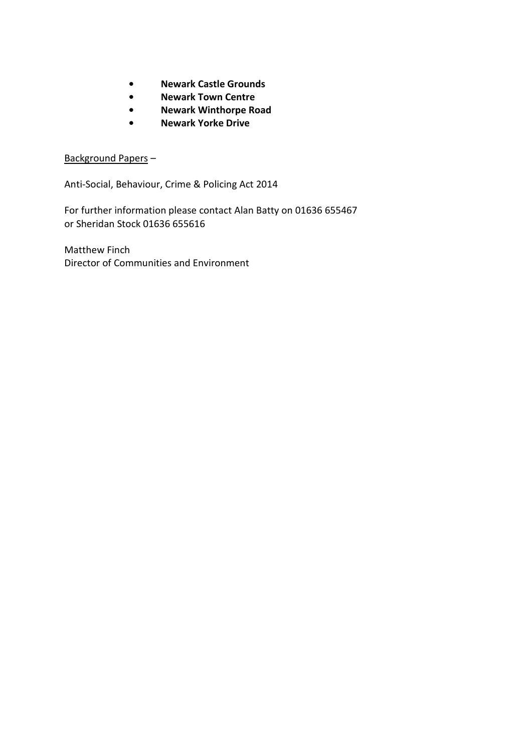- **Newark Castle Grounds**
- **Newark Town Centre**
- **Newark Winthorpe Road**
- **Newark Yorke Drive**

Background Papers –

Anti-Social, Behaviour, Crime & Policing Act 2014

For further information please contact Alan Batty on 01636 655467
or Sheridan Stock 01636 655616

Matthew Finch
Director of Communities and Environment